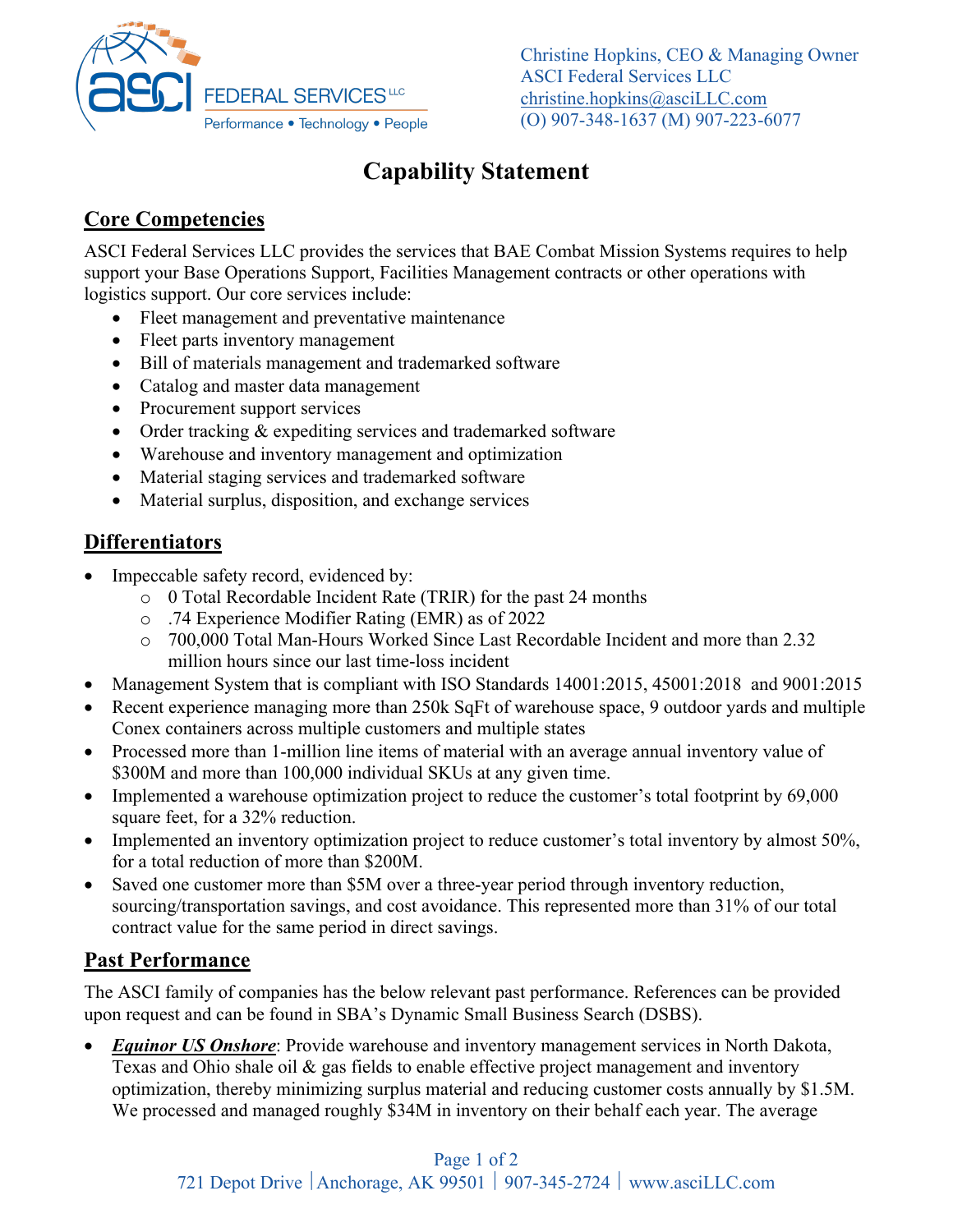ASCI FEDERAL SERVICES LLC
Performance • Technology • People

Christine Hopkins, CEO & Managing Owner
ASCI Federal Services LLC
christine.hopkins@asciLLC.com
(O) 907-348-1637 (M) 907-223-6077

# Capability Statement

## Core Competencies

ASCI Federal Services LLC provides the services that BAE Combat Mission Systems requires to help support your Base Operations Support, Facilities Management contracts or other operations with logistics support. Our core services include:

- Fleet management and preventative maintenance
- Fleet parts inventory management
- Bill of materials management and trademarked software
- Catalog and master data management
- Procurement support services
- Order tracking & expediting services and trademarked software
- Warehouse and inventory management and optimization
- Material staging services and trademarked software
- Material surplus, disposition, and exchange services

## Differentiators

- Impeccable safety record, evidenced by:
  - 0 Total Recordable Incident Rate (TRIR) for the past 24 months
  - .74 Experience Modifier Rating (EMR) as of 2022
  - 700,000 Total Man-Hours Worked Since Last Recordable Incident and more than 2.32 million hours since our last time-loss incident
- Management System that is compliant with ISO Standards 14001:2015, 45001:2018 and 9001:2015
- Recent experience managing more than 250k SqFt of warehouse space, 9 outdoor yards and multiple Conex containers across multiple customers and multiple states
- Processed more than 1-million line items of material with an average annual inventory value of $300M and more than 100,000 individual SKUs at any given time.
- Implemented a warehouse optimization project to reduce the customer's total footprint by 69,000 square feet, for a 32% reduction.
- Implemented an inventory optimization project to reduce customer's total inventory by almost 50%, for a total reduction of more than $200M.
- Saved one customer more than $5M over a three-year period through inventory reduction, sourcing/transportation savings, and cost avoidance. This represented more than 31% of our total contract value for the same period in direct savings.

## Past Performance

The ASCI family of companies has the below relevant past performance. References can be provided upon request and can be found in SBA's Dynamic Small Business Search (DSBS).

- ***Equinor US Onshore***: Provide warehouse and inventory management services in North Dakota, Texas and Ohio shale oil & gas fields to enable effective project management and inventory optimization, thereby minimizing surplus material and reducing customer costs annually by $1.5M. We processed and managed roughly $34M in inventory on their behalf each year. The average

721 Depot Drive | Anchorage, AK 99501 | 907-345-2724 | www.asciLLC.com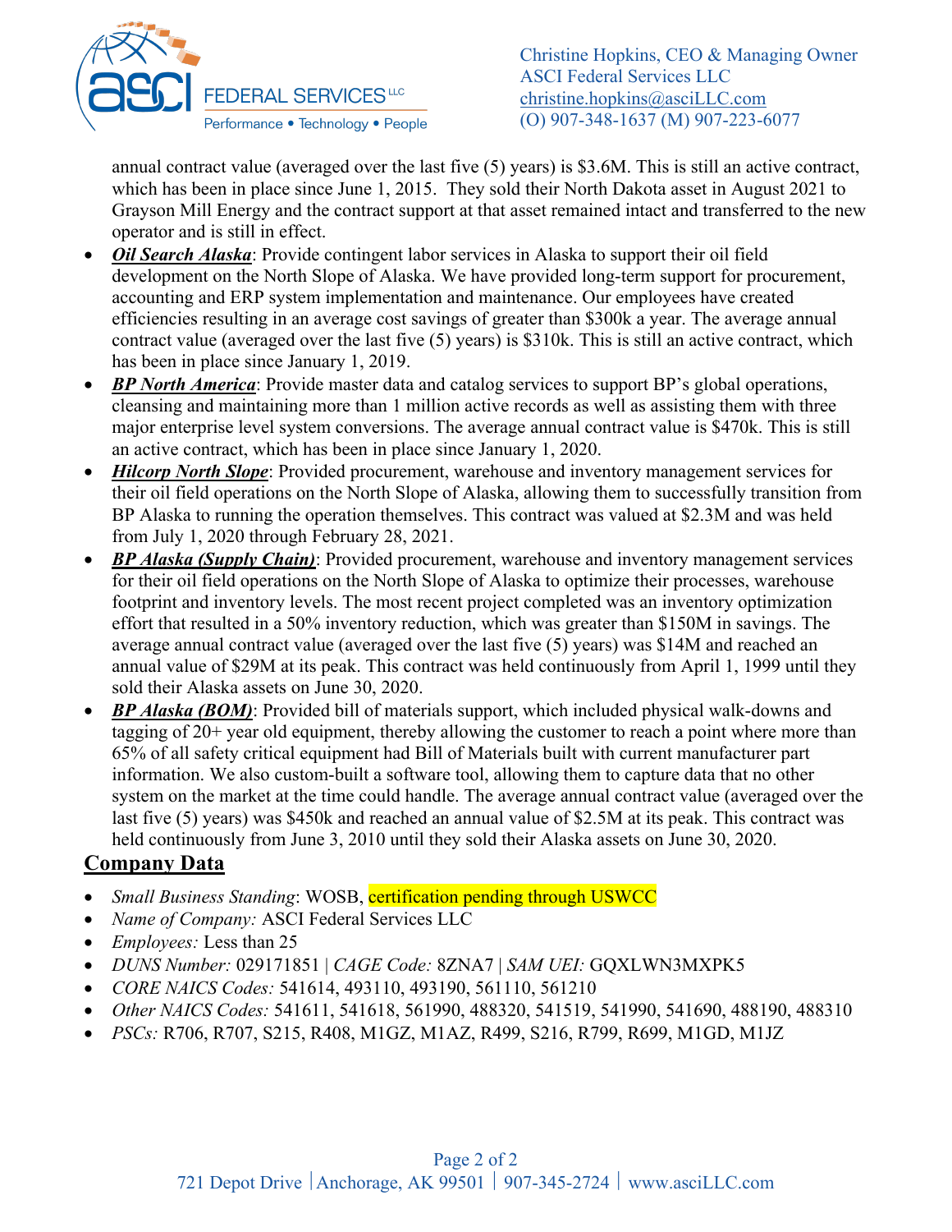annual contract value (averaged over the last five (5) years) is $3.6M. This is still an active contract, which has been in place since June 1, 2015. They sold their North Dakota asset in August 2021 to Grayson Mill Energy and the contract support at that asset remained intact and transferred to the new operator and is still in effect.

- ***Oil Search Alaska***: Provide contingent labor services in Alaska to support their oil field development on the North Slope of Alaska. We have provided long-term support for procurement, accounting and ERP system implementation and maintenance. Our employees have created efficiencies resulting in an average cost savings of greater than $300k a year. The average annual contract value (averaged over the last five (5) years) is $310k. This is still an active contract, which has been in place since January 1, 2019.
- ***BP North America***: Provide master data and catalog services to support BP's global operations, cleansing and maintaining more than 1 million active records as well as assisting them with three major enterprise level system conversions. The average annual contract value is $470k. This is still an active contract, which has been in place since January 1, 2020.
- ***Hilcorp North Slope***: Provided procurement, warehouse and inventory management services for their oil field operations on the North Slope of Alaska, allowing them to successfully transition from BP Alaska to running the operation themselves. This contract was valued at $2.3M and was held from July 1, 2020 through February 28, 2021.
- ***BP Alaska (Supply Chain)***: Provided procurement, warehouse and inventory management services for their oil field operations on the North Slope of Alaska to optimize their processes, warehouse footprint and inventory levels. The most recent project completed was an inventory optimization effort that resulted in a 50% inventory reduction, which was greater than $150M in savings. The average annual contract value (averaged over the last five (5) years) was $14M and reached an annual value of $29M at its peak. This contract was held continuously from April 1, 1999 until they sold their Alaska assets on June 30, 2020.
- ***BP Alaska (BOM)***: Provided bill of materials support, which included physical walk-downs and tagging of 20+ year old equipment, thereby allowing the customer to reach a point where more than 65% of all safety critical equipment had Bill of Materials built with current manufacturer part information. We also custom-built a software tool, allowing them to capture data that no other system on the market at the time could handle. The average annual contract value (averaged over the last five (5) years) was $450k and reached an annual value of $2.5M at its peak. This contract was held continuously from June 3, 2010 until they sold their Alaska assets on June 30, 2020.

## Company Data

- *Small Business Standing*: WOSB, certification pending through USWCC
- *Name of Company:* ASCI Federal Services LLC
- *Employees:* Less than 25
- *DUNS Number:* 029171851 | *CAGE Code:* 8ZNA7 | *SAM UEI:* GQXLWN3MXPK5
- *CORE NAICS Codes:* 541614, 493110, 493190, 561110, 561210
- *Other NAICS Codes:* 541611, 541618, 561990, 488320, 541519, 541990, 541690, 488190, 488310
- *PSCs:* R706, R707, S215, R408, M1GZ, M1AZ, R499, S216, R799, R699, M1GD, M1JZ